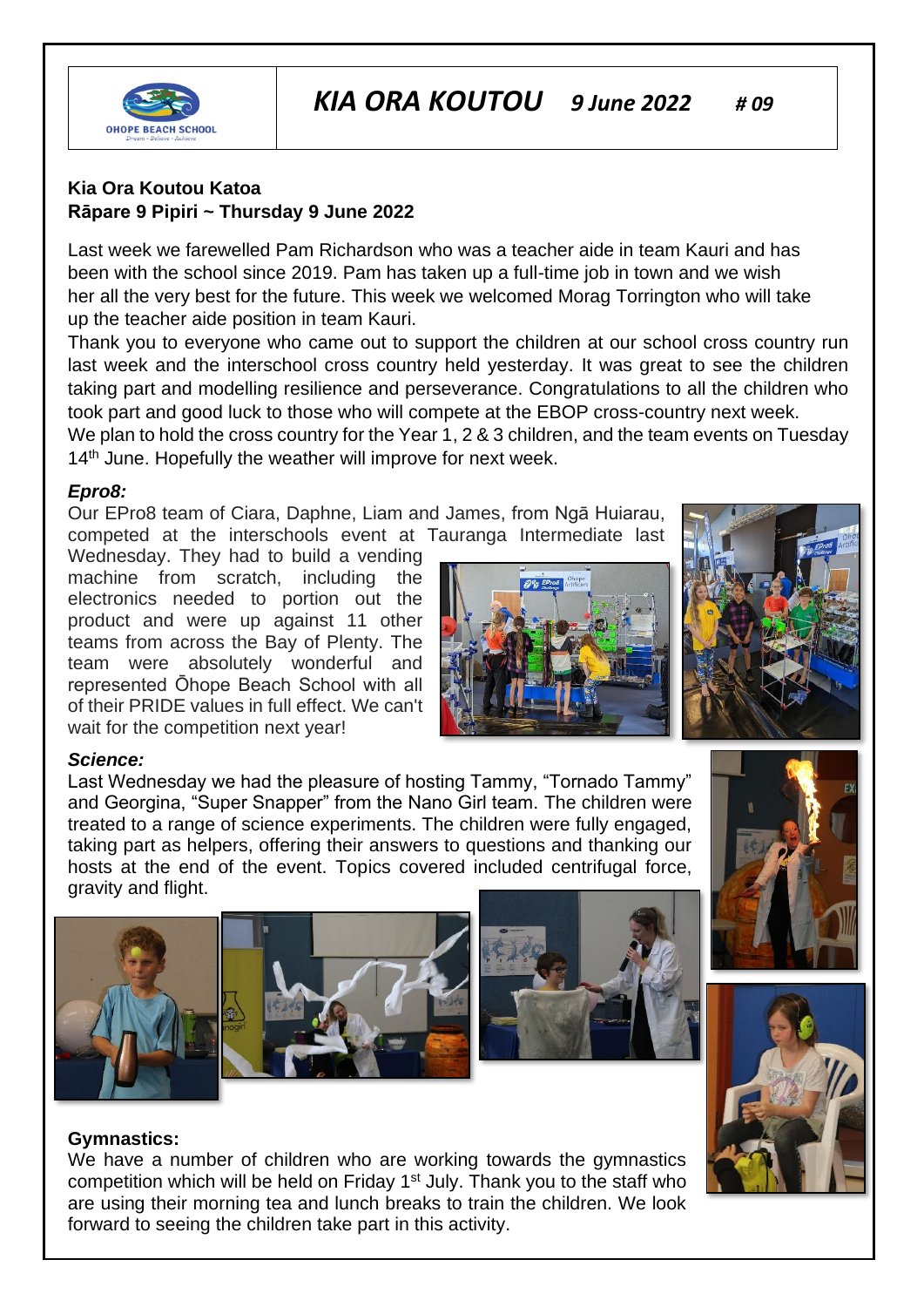OHOPE BEACH SCHOOL
Dream · Believe · Achieve

# *KIA ORA KOUTOU* *9 June 2022* *# 09*

**Kia Ora Koutou Katoa**
**Rāpare 9 Pipiri ~ Thursday 9 June 2022**

Last week we farewelled Pam Richardson who was a teacher aide in team Kauri and has been with the school since 2019. Pam has taken up a full-time job in town and we wish her all the very best for the future. This week we welcomed Morag Torrington who will take up the teacher aide position in team Kauri.

Thank you to everyone who came out to support the children at our school cross country run last week and the interschool cross country held yesterday. It was great to see the children taking part and modelling resilience and perseverance. Congratulations to all the children who took part and good luck to those who will compete at the EBOP cross-country next week.

We plan to hold the cross country for the Year 1, 2 & 3 children, and the team events on Tuesday 14th June. Hopefully the weather will improve for next week.

***Epro8:***

Our EPro8 team of Ciara, Daphne, Liam and James, from Ngā Huiarau, competed at the interschools event at Tauranga Intermediate last Wednesday. They had to build a vending machine from scratch, including the electronics needed to portion out the product and were up against 11 other teams from across the Bay of Plenty. The team were absolutely wonderful and represented Ōhope Beach School with all of their PRIDE values in full effect. We can't wait for the competition next year!

***Science:***

Last Wednesday we had the pleasure of hosting Tammy, "Tornado Tammy" and Georgina, "Super Snapper" from the Nano Girl team. The children were treated to a range of science experiments. The children were fully engaged, taking part as helpers, offering their answers to questions and thanking our hosts at the end of the event. Topics covered included centrifugal force, gravity and flight.

**Gymnastics:**

We have a number of children who are working towards the gymnastics competition which will be held on Friday 1st July. Thank you to the staff who are using their morning tea and lunch breaks to train the children. We look forward to seeing the children take part in this activity.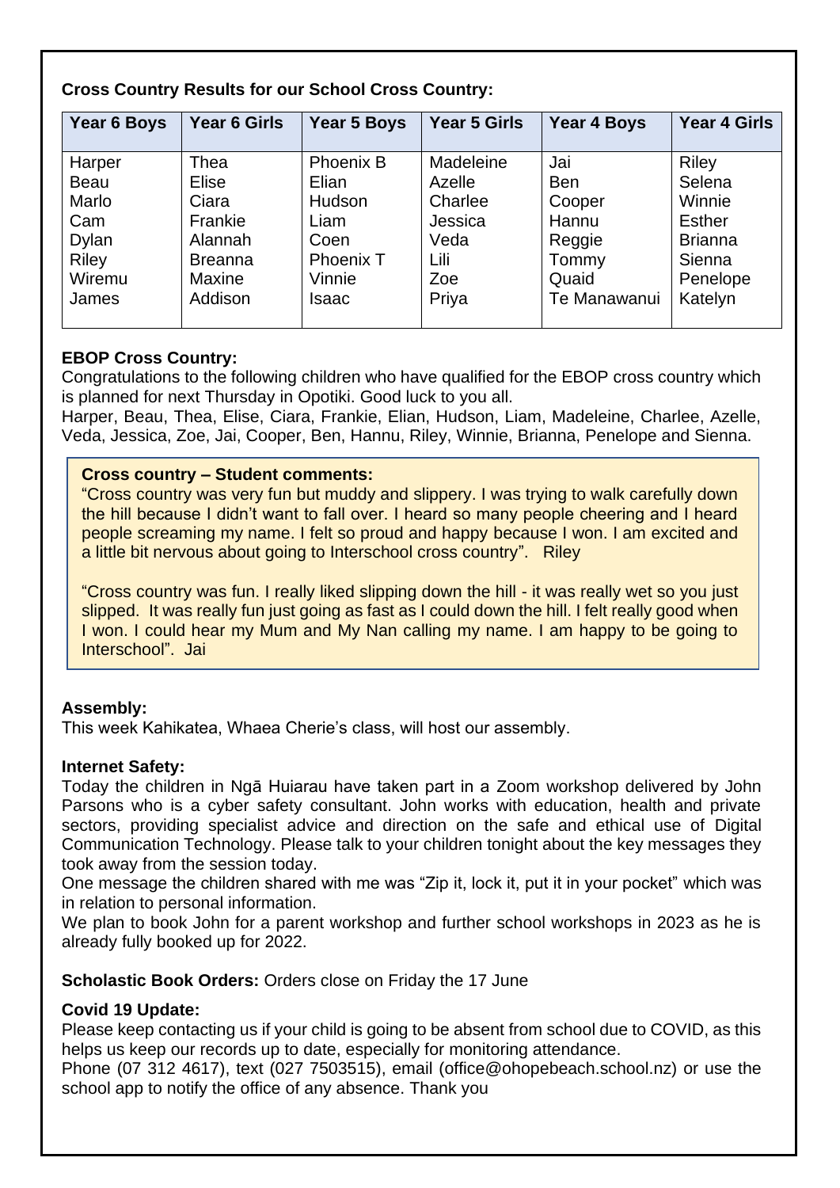**Cross Country Results for our School Cross Country:**

| Year 6 Boys | Year 6 Girls | Year 5 Boys | Year 5 Girls | Year 4 Boys | Year 4 Girls |
|---|---|---|---|---|---|
| Harper | Thea | Phoenix B | Madeleine | Jai | Riley |
| Beau | Elise | Elian | Azelle | Ben | Selena |
| Marlo | Ciara | Hudson | Charlee | Cooper | Winnie |
| Cam | Frankie | Liam | Jessica | Hannu | Esther |
| Dylan | Alannah | Coen | Veda | Reggie | Brianna |
| Riley | Breanna | Phoenix T | Lili | Tommy | Sienna |
| Wiremu | Maxine | Vinnie | Zoe | Quaid | Penelope |
| James | Addison | Isaac | Priya | Te Manawanui | Katelyn |

**EBOP Cross Country:**

Congratulations to the following children who have qualified for the EBOP cross country which is planned for next Thursday in Opotiki. Good luck to you all.

Harper, Beau, Thea, Elise, Ciara, Frankie, Elian, Hudson, Liam, Madeleine, Charlee, Azelle, Veda, Jessica, Zoe, Jai, Cooper, Ben, Hannu, Riley, Winnie, Brianna, Penelope and Sienna.

**Cross country – Student comments:**

"Cross country was very fun but muddy and slippery. I was trying to walk carefully down the hill because I didn't want to fall over. I heard so many people cheering and I heard people screaming my name. I felt so proud and happy because I won. I am excited and a little bit nervous about going to Interschool cross country". Riley

"Cross country was fun. I really liked slipping down the hill - it was really wet so you just slipped. It was really fun just going as fast as I could down the hill. I felt really good when I won. I could hear my Mum and My Nan calling my name. I am happy to be going to Interschool". Jai

**Assembly:**

This week Kahikatea, Whaea Cherie's class, will host our assembly.

**Internet Safety:**

Today the children in Ngā Huiarau have taken part in a Zoom workshop delivered by John Parsons who is a cyber safety consultant. John works with education, health and private sectors, providing specialist advice and direction on the safe and ethical use of Digital Communication Technology. Please talk to your children tonight about the key messages they took away from the session today.

One message the children shared with me was "Zip it, lock it, put it in your pocket" which was in relation to personal information.

We plan to book John for a parent workshop and further school workshops in 2023 as he is already fully booked up for 2022.

**Scholastic Book Orders:** Orders close on Friday the 17 June

**Covid 19 Update:**

Please keep contacting us if your child is going to be absent from school due to COVID, as this helps us keep our records up to date, especially for monitoring attendance.

Phone (07 312 4617), text (027 7503515), email (office@ohopebeach.school.nz) or use the school app to notify the office of any absence. Thank you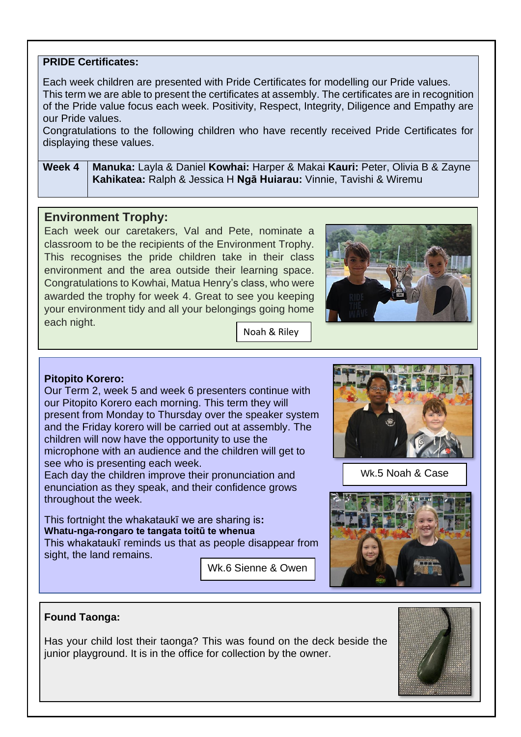**PRIDE Certificates:**

Each week children are presented with Pride Certificates for modelling our Pride values. This term we are able to present the certificates at assembly. The certificates are in recognition of the Pride value focus each week. Positivity, Respect, Integrity, Diligence and Empathy are our Pride values.

Congratulations to the following children who have recently received Pride Certificates for displaying these values.

| Week 4 | **Manuka:** Layla & Daniel **Kowhai:** Harper & Makai **Kauri:** Peter, Olivia B & Zayne **Kahikatea:** Ralph & Jessica H **Ngā Huiarau:** Vinnie, Tavishi & Wiremu |
|---|---|

## Environment Trophy:

Each week our caretakers, Val and Pete, nominate a classroom to be the recipients of the Environment Trophy. This recognises the pride children take in their class environment and the area outside their learning space. Congratulations to Kowhai, Matua Henry's class, who were awarded the trophy for week 4. Great to see you keeping your environment tidy and all your belongings going home each night.

Noah & Riley

**Pitopito Korero:**

Our Term 2, week 5 and week 6 presenters continue with our Pitopito Korero each morning. This term they will present from Monday to Thursday over the speaker system and the Friday korero will be carried out at assembly. The children will now have the opportunity to use the microphone with an audience and the children will get to see who is presenting each week.

Each day the children improve their pronunciation and enunciation as they speak, and their confidence grows throughout the week.

Wk.5 Noah & Case

This fortnight the whakataukī we are sharing is:
**Whatu-nga-rongaro te tangata toitū te whenua**
This whakataukī reminds us that as people disappear from sight, the land remains.

Wk.6 Sienne & Owen

**Found Taonga:**

Has your child lost their taonga? This was found on the deck beside the junior playground. It is in the office for collection by the owner.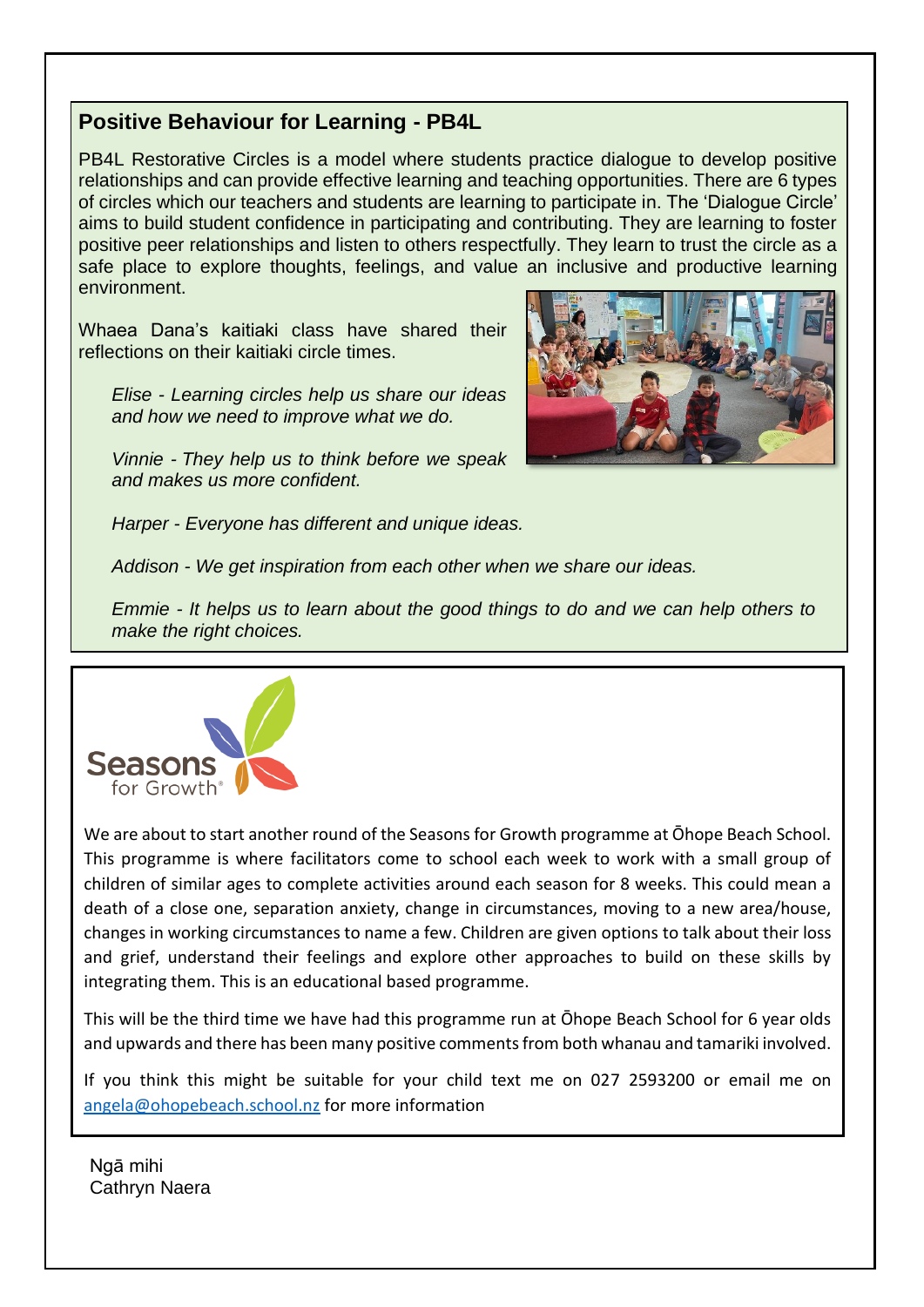## Positive Behaviour for Learning - PB4L

PB4L Restorative Circles is a model where students practice dialogue to develop positive relationships and can provide effective learning and teaching opportunities. There are 6 types of circles which our teachers and students are learning to participate in. The 'Dialogue Circle' aims to build student confidence in participating and contributing. They are learning to foster positive peer relationships and listen to others respectfully. They learn to trust the circle as a safe place to explore thoughts, feelings, and value an inclusive and productive learning environment.

Whaea Dana's kaitiaki class have shared their reflections on their kaitiaki circle times.

*Elise - Learning circles help us share our ideas and how we need to improve what we do.*

*Vinnie - They help us to think before we speak and makes us more confident.*

*Harper - Everyone has different and unique ideas.*

*Addison - We get inspiration from each other when we share our ideas.*

*Emmie - It helps us to learn about the good things to do and we can help others to make the right choices.*

## Seasons for Growth®

We are about to start another round of the Seasons for Growth programme at Ōhope Beach School. This programme is where facilitators come to school each week to work with a small group of children of similar ages to complete activities around each season for 8 weeks. This could mean a death of a close one, separation anxiety, change in circumstances, moving to a new area/house, changes in working circumstances to name a few. Children are given options to talk about their loss and grief, understand their feelings and explore other approaches to build on these skills by integrating them. This is an educational based programme.

This will be the third time we have had this programme run at Ōhope Beach School for 6 year olds and upwards and there has been many positive comments from both whanau and tamariki involved.

If you think this might be suitable for your child text me on 027 2593200 or email me on angela@ohopebeach.school.nz for more information

Ngā mihi
Cathryn Naera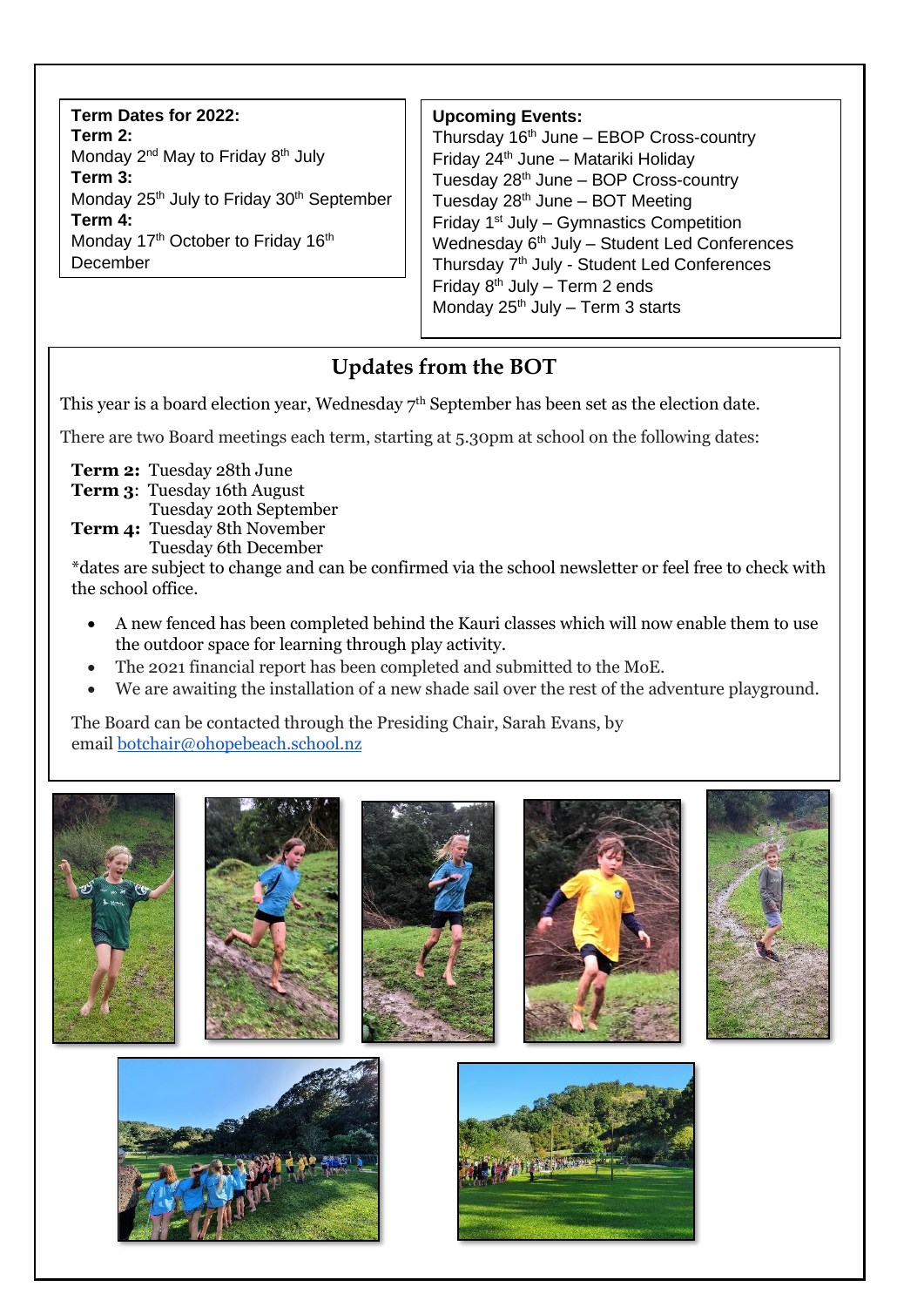**Term Dates for 2022:**

**Term 2:**
Monday 2nd May to Friday 8th July

**Term 3:**
Monday 25th July to Friday 30th September

**Term 4:**
Monday 17th October to Friday 16th December

**Upcoming Events:**

Thursday 16th June – EBOP Cross-country
Friday 24th June – Matariki Holiday
Tuesday 28th June – BOP Cross-country
Tuesday 28th June – BOT Meeting
Friday 1st July – Gymnastics Competition
Wednesday 6th July – Student Led Conferences
Thursday 7th July - Student Led Conferences
Friday 8th July – Term 2 ends
Monday 25th July – Term 3 starts

## Updates from the BOT

This year is a board election year, Wednesday 7th September has been set as the election date.

There are two Board meetings each term, starting at 5.30pm at school on the following dates:

**Term 2:** Tuesday 28th June
**Term 3**: Tuesday 16th August
Tuesday 20th September
**Term 4:** Tuesday 8th November
Tuesday 6th December

*dates are subject to change and can be confirmed via the school newsletter or feel free to check with the school office.

- A new fenced has been completed behind the Kauri classes which will now enable them to use the outdoor space for learning through play activity.
- The 2021 financial report has been completed and submitted to the MoE.
- We are awaiting the installation of a new shade sail over the rest of the adventure playground.

The Board can be contacted through the Presiding Chair, Sarah Evans, by email botchair@ohopebeach.school.nz